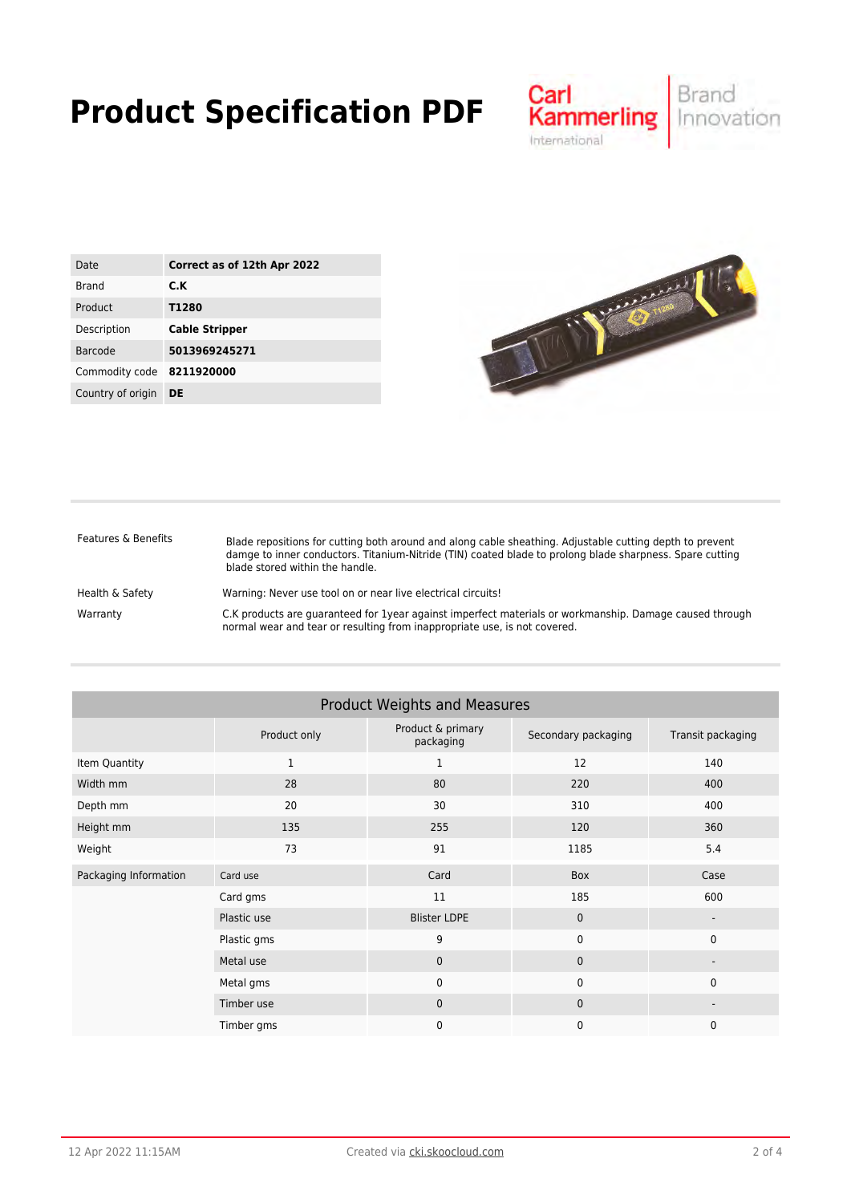# Product Specification PDF

| Date | Correct as of 12th Apr 2022 |
|---|---|
| Brand | C.K |
| Product | T1280 |
| Description | Cable Stripper |
| Barcode | 5013969245271 |
| Commodity code | 8211920000 |
| Country of origin | DE |

| | |
|---|---|
| Features & Benefits | Blade repositions for cutting both around and along cable sheathing. Adjustable cutting depth to prevent damge to inner conductors. Titanium-Nitride (TIN) coated blade to prolong blade sharpness. Spare cutting blade stored within the handle. |
| Health & Safety | Warning: Never use tool on or near live electrical circuits! |
| Warranty | C.K products are guaranteed for 1year against imperfect materials or workmanship. Damage caused through normal wear and tear or resulting from inappropriate use, is not covered. |

## Product Weights and Measures

| | Product only | Product & primary packaging | Secondary packaging | Transit packaging |
|---|---|---|---|---|
| Item Quantity | 1 | 1 | 12 | 140 |
| Width mm | 28 | 80 | 220 | 400 |
| Depth mm | 20 | 30 | 310 | 400 |
| Height mm | 135 | 255 | 120 | 360 |
| Weight | 73 | 91 | 1185 | 5.4 |
| Packaging Information | Card use | Card | Box | Case |
| | Card gms | 11 | 185 | 600 |
| | Plastic use | Blister LDPE | 0 | - |
| | Plastic gms | 9 | 0 | 0 |
| | Metal use | 0 | 0 | - |
| | Metal gms | 0 | 0 | 0 |
| | Timber use | 0 | 0 | - |
| | Timber gms | 0 | 0 | 0 |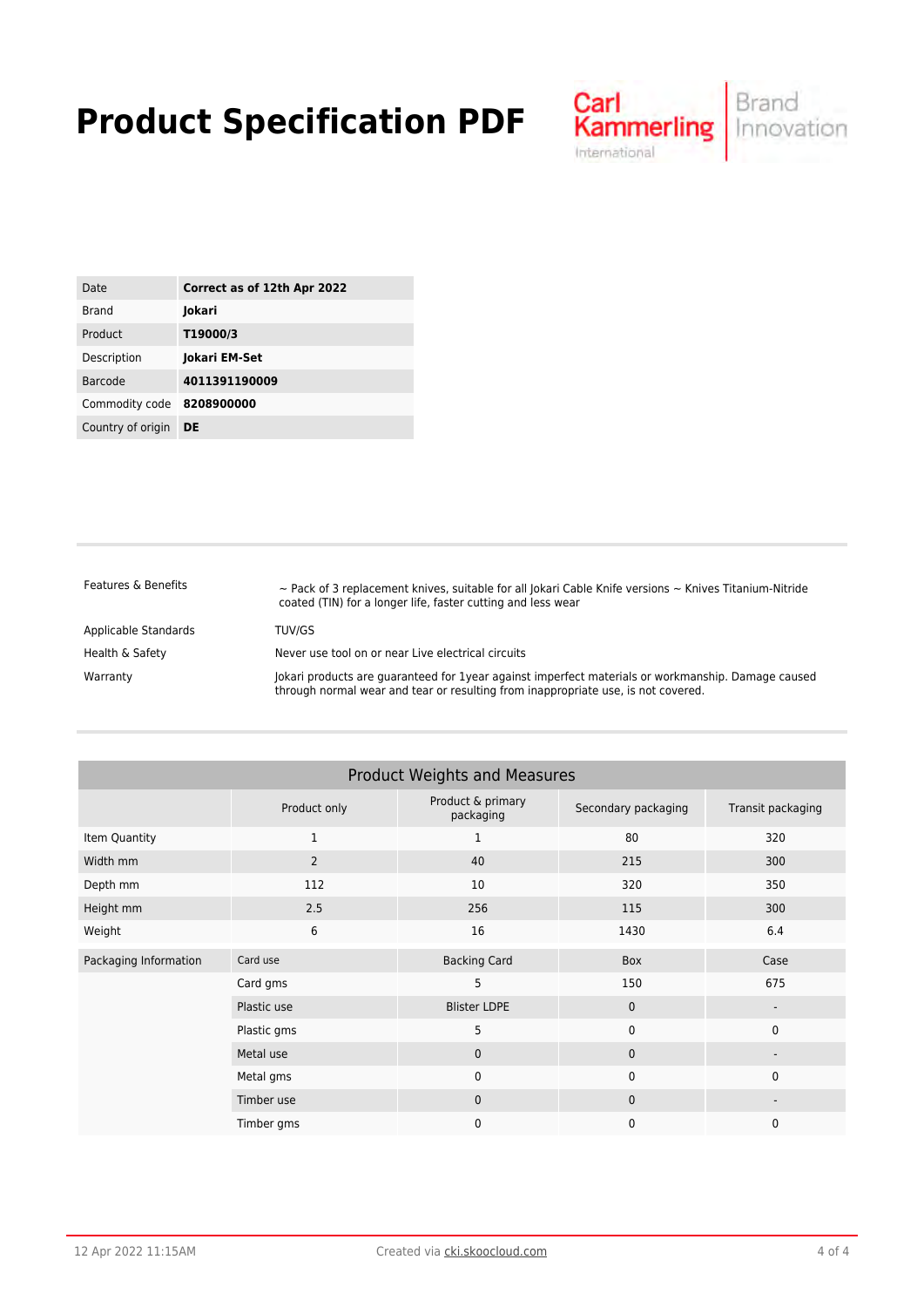# Product Specification PDF

Carl Kammerling International | Brand Innovation

| | |
|---|---|
| Date | **Correct as of 12th Apr 2022** |
| Brand | **Jokari** |
| Product | **T19000/3** |
| Description | **Jokari EM-Set** |
| Barcode | **4011391190009** |
| Commodity code | **8208900000** |
| Country of origin | **DE** |

| | |
|---|---|
| Features & Benefits | ~ Pack of 3 replacement knives, suitable for all Jokari Cable Knife versions ~ Knives Titanium-Nitride coated (TIN) for a longer life, faster cutting and less wear |
| Applicable Standards | TUV/GS |
| Health & Safety | Never use tool on or near Live electrical circuits |
| Warranty | Jokari products are guaranteed for 1year against imperfect materials or workmanship. Damage caused through normal wear and tear or resulting from inappropriate use, is not covered. |

**Product Weights and Measures**

| | | Product only | Product & primary packaging | Secondary packaging | Transit packaging |
|---|---|---|---|---|---|
| Item Quantity | | 1 | 1 | 80 | 320 |
| Width mm | | 2 | 40 | 215 | 300 |
| Depth mm | | 112 | 10 | 320 | 350 |
| Height mm | | 2.5 | 256 | 115 | 300 |
| Weight | | 6 | 16 | 1430 | 6.4 |
| Packaging Information | Card use | | Backing Card | Box | Case |
| | Card gms | | 5 | 150 | 675 |
| | Plastic use | | Blister LDPE | 0 | - |
| | Plastic gms | | 5 | 0 | 0 |
| | Metal use | | 0 | 0 | - |
| | Metal gms | | 0 | 0 | 0 |
| | Timber use | | 0 | 0 | - |
| | Timber gms | | 0 | 0 | 0 |

12 Apr 2022 11:15AM — Created via cki.skoocloud.com